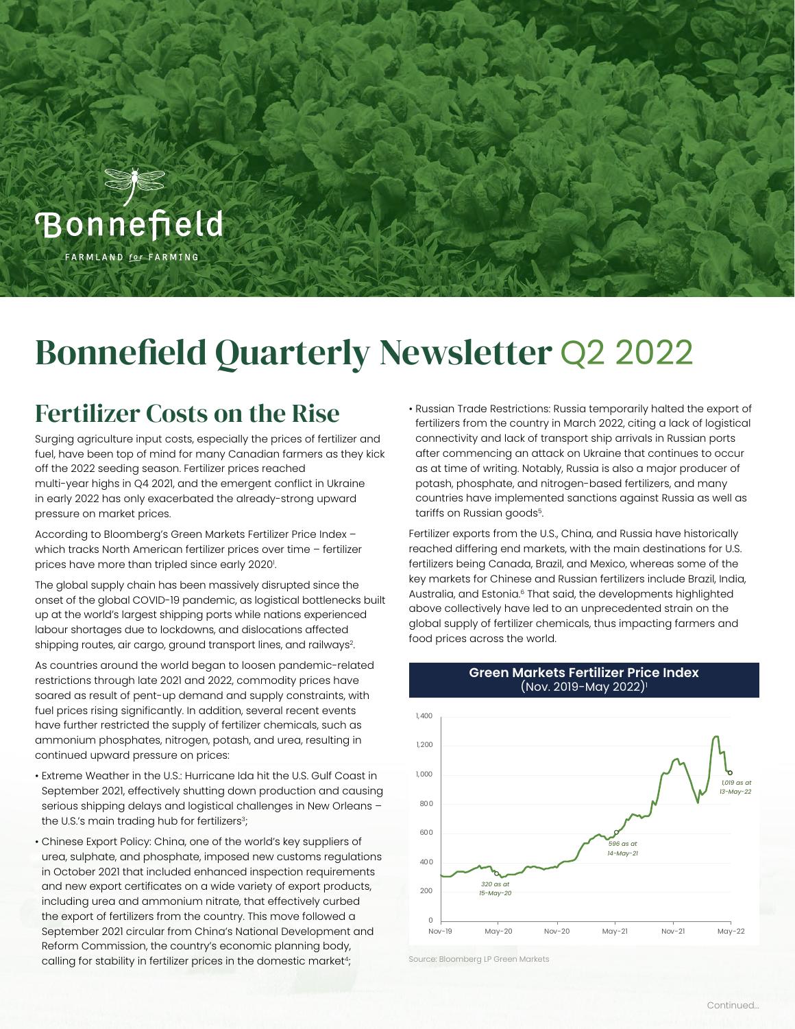Bonnefield

FARMLAND *for* FARMING

# Bonnefield Quarterly Newsletter Q2 2022

## Fertilizer Costs on the Rise

Surging agriculture input costs, especially the prices of fertilizer and fuel, have been top of mind for many Canadian farmers as they kick off the 2022 seeding season. Fertilizer prices reached multi-year highs in Q4 2021, and the emergent conflict in Ukraine in early 2022 has only exacerbated the already-strong upward pressure on market prices.

According to Bloomberg's Green Markets Fertilizer Price Index – which tracks North American fertilizer prices over time – fertilizer prices have more than tripled since early 2020[1].

The global supply chain has been massively disrupted since the onset of the global COVID-19 pandemic, as logistical bottlenecks built up at the world's largest shipping ports while nations experienced labour shortages due to lockdowns, and dislocations affected shipping routes, air cargo, ground transport lines, and railways[2].

As countries around the world began to loosen pandemic-related restrictions through late 2021 and 2022, commodity prices have soared as result of pent-up demand and supply constraints, with fuel prices rising significantly. In addition, several recent events have further restricted the supply of fertilizer chemicals, such as ammonium phosphates, nitrogen, potash, and urea, resulting in continued upward pressure on prices:

- Extreme Weather in the U.S.: Hurricane Ida hit the U.S. Gulf Coast in September 2021, effectively shutting down production and causing serious shipping delays and logistical challenges in New Orleans – the U.S.'s main trading hub for fertilizers[3];
- Chinese Export Policy: China, one of the world's key suppliers of urea, sulphate, and phosphate, imposed new customs regulations in October 2021 that included enhanced inspection requirements and new export certificates on a wide variety of export products, including urea and ammonium nitrate, that effectively curbed the export of fertilizers from the country. This move followed a September 2021 circular from China's National Development and Reform Commission, the country's economic planning body, calling for stability in fertilizer prices in the domestic market[4];
- Russian Trade Restrictions: Russia temporarily halted the export of fertilizers from the country in March 2022, citing a lack of logistical connectivity and lack of transport ship arrivals in Russian ports after commencing an attack on Ukraine that continues to occur as at time of writing. Notably, Russia is also a major producer of potash, phosphate, and nitrogen-based fertilizers, and many countries have implemented sanctions against Russia as well as tariffs on Russian goods[5].

Fertilizer exports from the U.S., China, and Russia have historically reached differing end markets, with the main destinations for U.S. fertilizers being Canada, Brazil, and Mexico, whereas some of the key markets for Chinese and Russian fertilizers include Brazil, India, Australia, and Estonia.[6] That said, the developments highlighted above collectively have led to an unprecedented strain on the global supply of fertilizer chemicals, thus impacting farmers and food prices across the world.

**Green Markets Fertilizer Price Index** (Nov. 2019-May 2022)[1]

(Line chart, y-axis 0–1,400; x-axis Nov-19 to May-22. Labelled points: *320 as at 15-May-20*; *596 as at 14-May-21*; *1,019 as at 13-May-22*)

Source: Bloomberg LP Green Markets

Continued...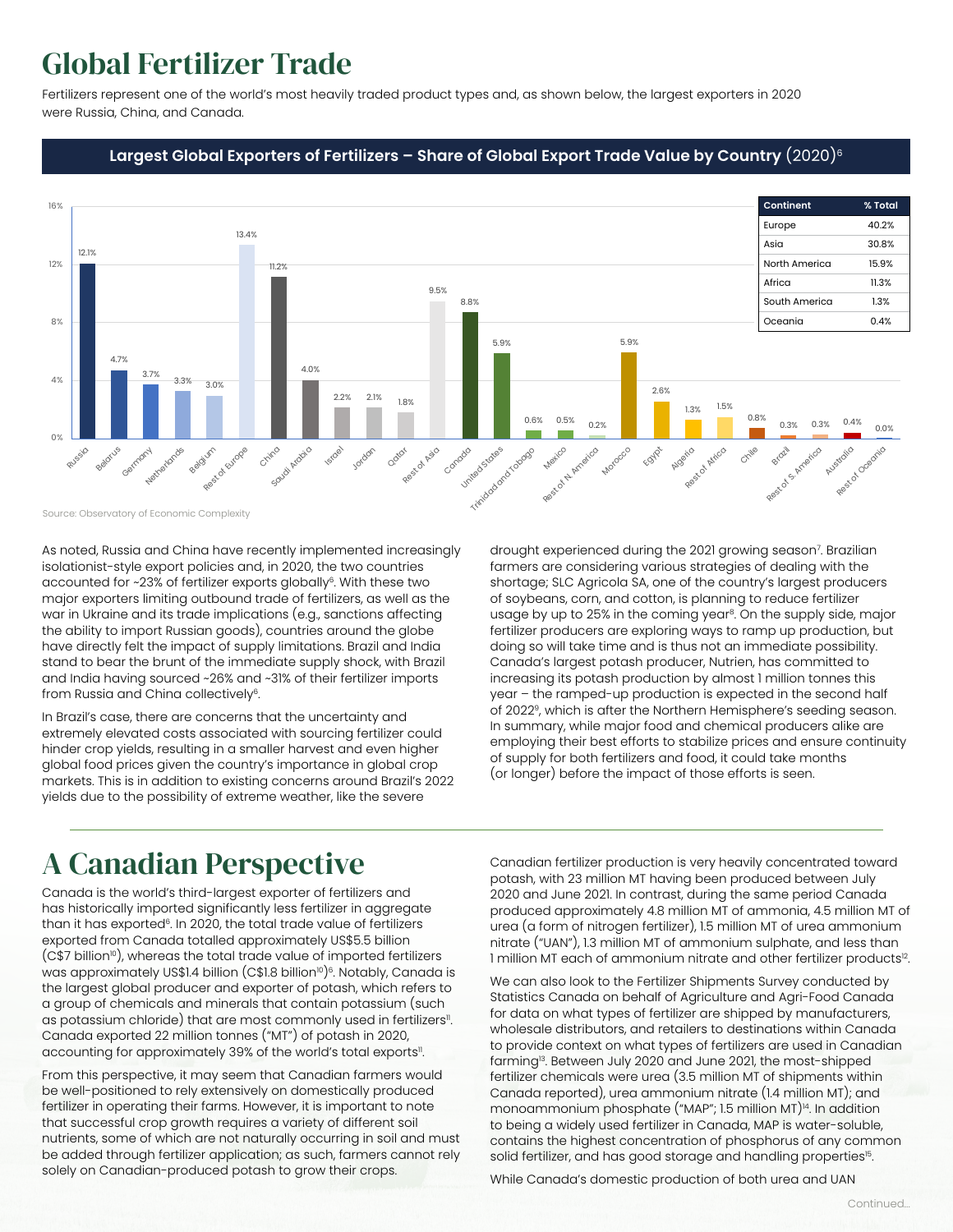# Global Fertilizer Trade

Fertilizers represent one of the world's most heavily traded product types and, as shown below, the largest exporters in 2020 were Russia, China, and Canada.

**Largest Global Exporters of Fertilizers – Share of Global Export Trade Value by Country** (2020)[6]

| Country | Share |
|---|---|
| Russia | 12.1% |
| Belarus | 4.7% |
| Germany | 3.7% |
| Netherlands | 3.3% |
| Belgium | 3.0% |
| Rest of Europe | 13.4% |
| China | 11.2% |
| Saudi Arabia | 4.0% |
| Israel | 2.2% |
| Jordan | 2.1% |
| Qatar | 1.8% |
| Rest of Asia | 9.5% |
| Canada | 8.8% |
| United States | 5.9% |
| Trinidad and Tobago | 0.6% |
| Mexico | 0.5% |
| Rest of N. America | 0.2% |
| Morocco | 5.9% |
| Egypt | 2.6% |
| Algeria | 1.3% |
| Rest of Africa | 1.5% |
| Chile | 0.8% |
| Brazil | 0.3% |
| Rest of S. America | 0.3% |
| Australia | 0.4% |
| Rest of Oceania | 0.0% |

| Continent | % Total |
|---|---|
| Europe | 40.2% |
| Asia | 30.8% |
| North America | 15.9% |
| Africa | 11.3% |
| South America | 1.3% |
| Oceania | 0.4% |

Source: Observatory of Economic Complexity

As noted, Russia and China have recently implemented increasingly isolationist-style export policies and, in 2020, the two countries accounted for ~23% of fertilizer exports globally[6]. With these two major exporters limiting outbound trade of fertilizers, as well as the war in Ukraine and its trade implications (e.g., sanctions affecting the ability to import Russian goods), countries around the globe have directly felt the impact of supply limitations. Brazil and India stand to bear the brunt of the immediate supply shock, with Brazil and India having sourced ~26% and ~31% of their fertilizer imports from Russia and China collectively[6].

In Brazil's case, there are concerns that the uncertainty and extremely elevated costs associated with sourcing fertilizer could hinder crop yields, resulting in a smaller harvest and even higher global food prices given the country's importance in global crop markets. This is in addition to existing concerns around Brazil's 2022 yields due to the possibility of extreme weather, like the severe drought experienced during the 2021 growing season[7]. Brazilian farmers are considering various strategies of dealing with the shortage; SLC Agricola SA, one of the country's largest producers of soybeans, corn, and cotton, is planning to reduce fertilizer usage by up to 25% in the coming year[8]. On the supply side, major fertilizer producers are exploring ways to ramp up production, but doing so will take time and is thus not an immediate possibility. Canada's largest potash producer, Nutrien, has committed to increasing its potash production by almost 1 million tonnes this year – the ramped-up production is expected in the second half of 2022[9], which is after the Northern Hemisphere's seeding season. In summary, while major food and chemical producers alike are employing their best efforts to stabilize prices and ensure continuity of supply for both fertilizers and food, it could take months (or longer) before the impact of those efforts is seen.

# A Canadian Perspective

Canada is the world's third-largest exporter of fertilizers and has historically imported significantly less fertilizer in aggregate than it has exported[6]. In 2020, the total trade value of fertilizers exported from Canada totalled approximately US$5.5 billion (C$7 billion[10]), whereas the total trade value of imported fertilizers was approximately US$1.4 billion (C$1.8 billion[10])[6]. Notably, Canada is the largest global producer and exporter of potash, which refers to a group of chemicals and minerals that contain potassium (such as potassium chloride) that are most commonly used in fertilizers[11]. Canada exported 22 million tonnes ("MT") of potash in 2020, accounting for approximately 39% of the world's total exports[11].

From this perspective, it may seem that Canadian farmers would be well-positioned to rely extensively on domestically produced fertilizer in operating their farms. However, it is important to note that successful crop growth requires a variety of different soil nutrients, some of which are not naturally occurring in soil and must be added through fertilizer application; as such, farmers cannot rely solely on Canadian-produced potash to grow their crops.

Canadian fertilizer production is very heavily concentrated toward potash, with 23 million MT having been produced between July 2020 and June 2021. In contrast, during the same period Canada produced approximately 4.8 million MT of ammonia, 4.5 million MT of urea (a form of nitrogen fertilizer), 1.5 million MT of urea ammonium nitrate ("UAN"), 1.3 million MT of ammonium sulphate, and less than 1 million MT each of ammonium nitrate and other fertilizer products[12].

We can also look to the Fertilizer Shipments Survey conducted by Statistics Canada on behalf of Agriculture and Agri-Food Canada for data on what types of fertilizer are shipped by manufacturers, wholesale distributors, and retailers to destinations within Canada to provide context on what types of fertilizers are used in Canadian farming[13]. Between July 2020 and June 2021, the most-shipped fertilizer chemicals were urea (3.5 million MT of shipments within Canada reported), urea ammonium nitrate (1.4 million MT); and monoammonium phosphate ("MAP"; 1.5 million MT)[14]. In addition to being a widely used fertilizer in Canada, MAP is water-soluble, contains the highest concentration of phosphorus of any common solid fertilizer, and has good storage and handling properties[15].

While Canada's domestic production of both urea and UAN

Continued...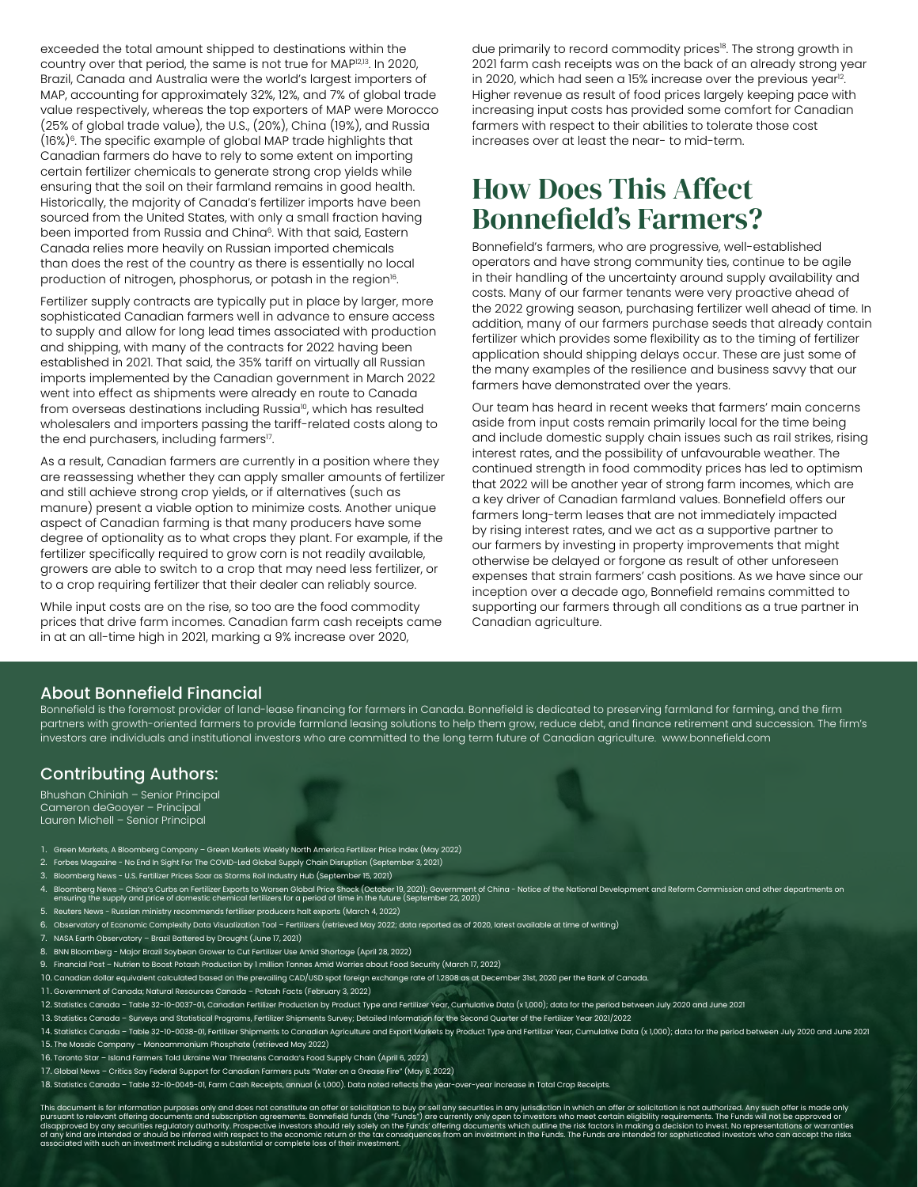exceeded the total amount shipped to destinations within the country over that period, the same is not true for MAP[12,13]. In 2020, Brazil, Canada and Australia were the world's largest importers of MAP, accounting for approximately 32%, 12%, and 7% of global trade value respectively, whereas the top exporters of MAP were Morocco (25% of global trade value), the U.S., (20%), China (19%), and Russia (16%)[6]. The specific example of global MAP trade highlights that Canadian farmers do have to rely to some extent on importing certain fertilizer chemicals to generate strong crop yields while ensuring that the soil on their farmland remains in good health. Historically, the majority of Canada's fertilizer imports have been sourced from the United States, with only a small fraction having been imported from Russia and China[6]. With that said, Eastern Canada relies more heavily on Russian imported chemicals than does the rest of the country as there is essentially no local production of nitrogen, phosphorus, or potash in the region[16].

Fertilizer supply contracts are typically put in place by larger, more sophisticated Canadian farmers well in advance to ensure access to supply and allow for long lead times associated with production and shipping, with many of the contracts for 2022 having been established in 2021. That said, the 35% tariff on virtually all Russian imports implemented by the Canadian government in March 2022 went into effect as shipments were already en route to Canada from overseas destinations including Russia[10], which has resulted wholesalers and importers passing the tariff-related costs along to the end purchasers, including farmers[17].

As a result, Canadian farmers are currently in a position where they are reassessing whether they can apply smaller amounts of fertilizer and still achieve strong crop yields, or if alternatives (such as manure) present a viable option to minimize costs. Another unique aspect of Canadian farming is that many producers have some degree of optionality as to what crops they plant. For example, if the fertilizer specifically required to grow corn is not readily available, growers are able to switch to a crop that may need less fertilizer, or to a crop requiring fertilizer that their dealer can reliably source.

While input costs are on the rise, so too are the food commodity prices that drive farm incomes. Canadian farm cash receipts came in at an all-time high in 2021, marking a 9% increase over 2020, due primarily to record commodity prices[18]. The strong growth in 2021 farm cash receipts was on the back of an already strong year in 2020, which had seen a 15% increase over the previous year[12]. Higher revenue as result of food prices largely keeping pace with increasing input costs has provided some comfort for Canadian farmers with respect to their abilities to tolerate those cost increases over at least the near- to mid-term.

# How Does This Affect Bonnefield's Farmers?

Bonnefield's farmers, who are progressive, well-established operators and have strong community ties, continue to be agile in their handling of the uncertainty around supply availability and costs. Many of our farmer tenants were very proactive ahead of the 2022 growing season, purchasing fertilizer well ahead of time. In addition, many of our farmers purchase seeds that already contain fertilizer which provides some flexibility as to the timing of fertilizer application should shipping delays occur. These are just some of the many examples of the resilience and business savvy that our farmers have demonstrated over the years.

Our team has heard in recent weeks that farmers' main concerns aside from input costs remain primarily local for the time being and include domestic supply chain issues such as rail strikes, rising interest rates, and the possibility of unfavourable weather. The continued strength in food commodity prices has led to optimism that 2022 will be another year of strong farm incomes, which are a key driver of Canadian farmland values. Bonnefield offers our farmers long-term leases that are not immediately impacted by rising interest rates, and we act as a supportive partner to our farmers by investing in property improvements that might otherwise be delayed or forgone as result of other unforeseen expenses that strain farmers' cash positions. As we have since our inception over a decade ago, Bonnefield remains committed to supporting our farmers through all conditions as a true partner in Canadian agriculture.

## About Bonnefield Financial

Bonnefield is the foremost provider of land-lease financing for farmers in Canada. Bonnefield is dedicated to preserving farmland for farming, and the firm partners with growth-oriented farmers to provide farmland leasing solutions to help them grow, reduce debt, and finance retirement and succession. The firm's investors are individuals and institutional investors who are committed to the long term future of Canadian agriculture. www.bonnefield.com

## Contributing Authors:

Bhushan Chiniah – Senior Principal
Cameron deGooyer – Principal
Lauren Michell – Senior Principal

1. Green Markets, A Bloomberg Company – Green Markets Weekly North America Fertilizer Price Index (May 2022)
2. Forbes Magazine - No End In Sight For The COVID-Led Global Supply Chain Disruption (September 3, 2021)
3. Bloomberg News - U.S. Fertilizer Prices Soar as Storms Roil Industry Hub (September 15, 2021)
4. Bloomberg News – China's Curbs on Fertilizer Exports to Worsen Global Price Shock (October 19, 2021); Government of China - Notice of the National Development and Reform Commission and other departments on ensuring the supply and price of domestic chemical fertilizers for a period of time in the future (September 22, 2021)
5. Reuters News - Russian ministry recommends fertiliser producers halt exports (March 4, 2022)
6. Observatory of Economic Complexity Data Visualization Tool – Fertilizers (retrieved May 2022; data reported as of 2020, latest available at time of writing)
7. NASA Earth Observatory – Brazil Battered by Drought (June 17, 2021)
8. BNN Bloomberg - Major Brazil Soybean Grower to Cut Fertilizer Use Amid Shortage (April 28, 2022)
9. Financial Post – Nutrien to Boost Potash Production by 1 million Tonnes Amid Worries about Food Security (March 17, 2022)
10. Canadian dollar equivalent calculated based on the prevailing CAD/USD spot foreign exchange rate of 1.2808 as at December 31st, 2020 per the Bank of Canada.
11. Government of Canada; Natural Resources Canada – Potash Facts (February 3, 2022)
12. Statistics Canada – Table 32-10-0037-01, Canadian Fertilizer Production by Product Type and Fertilizer Year, Cumulative Data (x 1,000); data for the period between July 2020 and June 2021
13. Statistics Canada – Surveys and Statistical Programs, Fertilizer Shipments Survey; Detailed Information for the Second Quarter of the Fertilizer Year 2021/2022
14. Statistics Canada – Table 32-10-0038-01, Fertilizer Shipments to Canadian Agriculture and Export Markets by Product Type and Fertilizer Year, Cumulative Data (x 1,000); data for the period between July 2020 and June 2021
15. The Mosaic Company – Monoammonium Phosphate (retrieved May 2022)
16. Toronto Star – Island Farmers Told Ukraine War Threatens Canada's Food Supply Chain (April 6, 2022)
17. Global News – Critics Say Federal Support for Canadian Farmers puts "Water on a Grease Fire" (May 6, 2022)
18. Statistics Canada – Table 32-10-0045-01, Farm Cash Receipts, annual (x 1,000). Data noted reflects the year-over-year increase in Total Crop Receipts.

This document is for information purposes only and does not constitute an offer or solicitation to buy or sell any securities in any jurisdiction in which an offer or solicitation is not authorized. Any such offer is made only pursuant to relevant offering documents and subscription agreements. Bonnefield funds (the "Funds") are currently only open to investors who meet certain eligibility requirements. The Funds will not be approved or disapproved by any securities regulatory authority. Prospective investors should rely solely on the Funds' offering documents which outline the risk factors in making a decision to invest. No representations or warranties of any kind are intended or should be inferred with respect to the economic return or the tax consequences from an investment in the Funds. The Funds are intended for sophisticated investors who can accept the risks associated with such an investment including a substantial or complete loss of their investment.